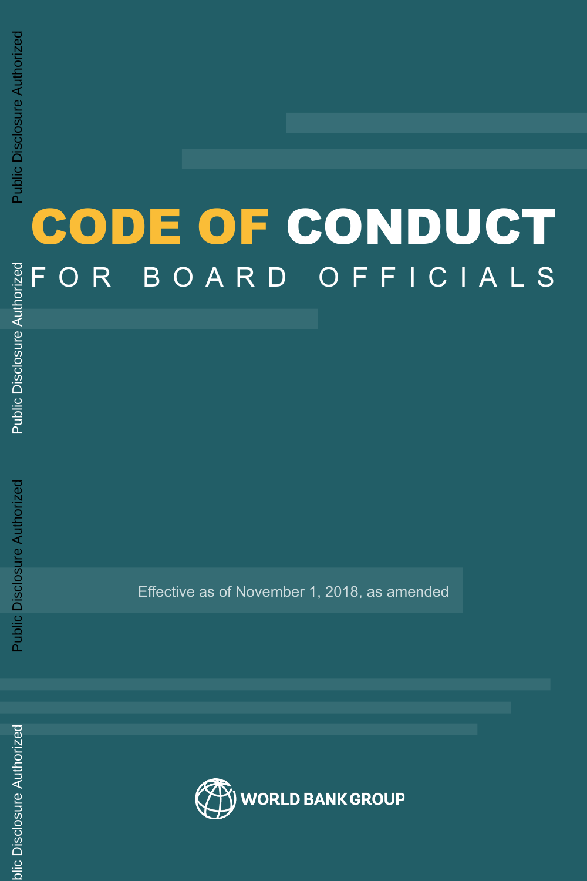# CODE OF CONDUCT

## FOR BOARD OFFICIALS

Effective as of November 1, 2018, as amended

WORLD BANK GROUP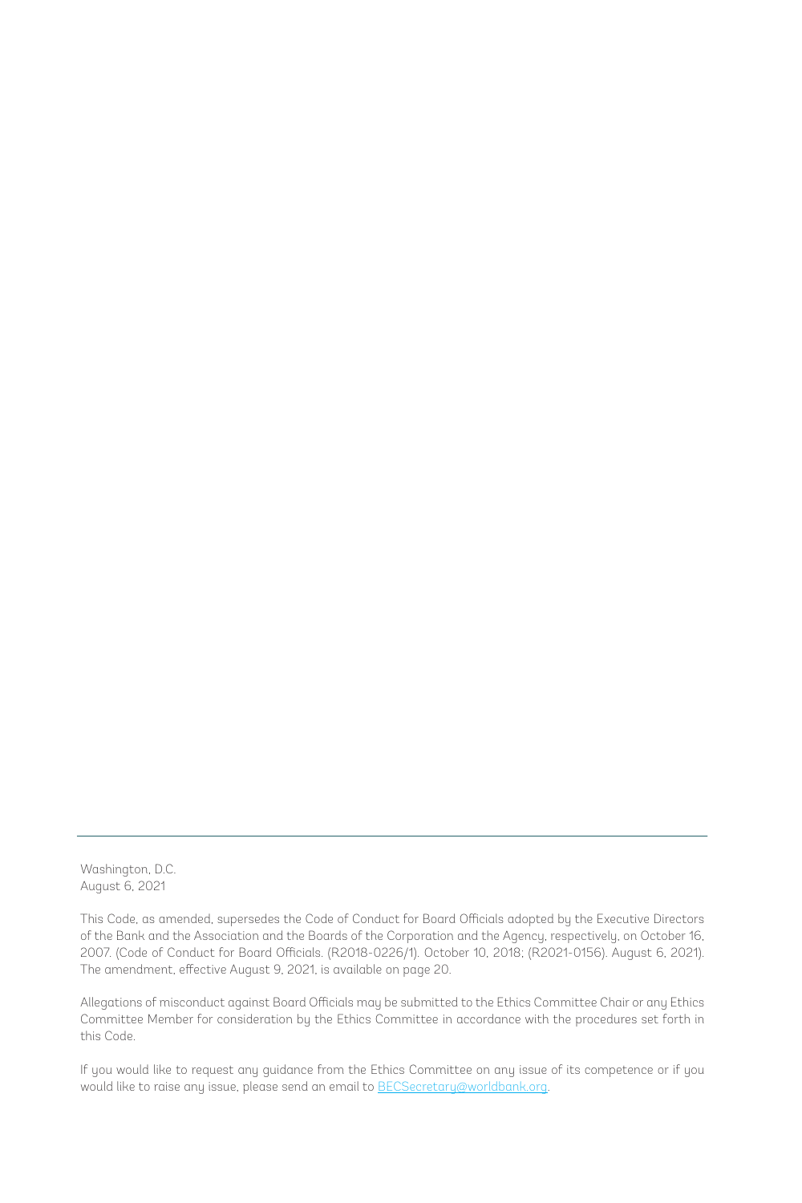---

Washington, D.C.
August 6, 2021

This Code, as amended, supersedes the Code of Conduct for Board Officials adopted by the Executive Directors of the Bank and the Association and the Boards of the Corporation and the Agency, respectively, on October 16, 2007. (Code of Conduct for Board Officials. (R2018-0226/1). October 10, 2018; (R2021-0156). August 6, 2021). The amendment, effective August 9, 2021, is available on page 20.

Allegations of misconduct against Board Officials may be submitted to the Ethics Committee Chair or any Ethics Committee Member for consideration by the Ethics Committee in accordance with the procedures set forth in this Code.

If you would like to request any guidance from the Ethics Committee on any issue of its competence or if you would like to raise any issue, please send an email to BECSecretary@worldbank.org.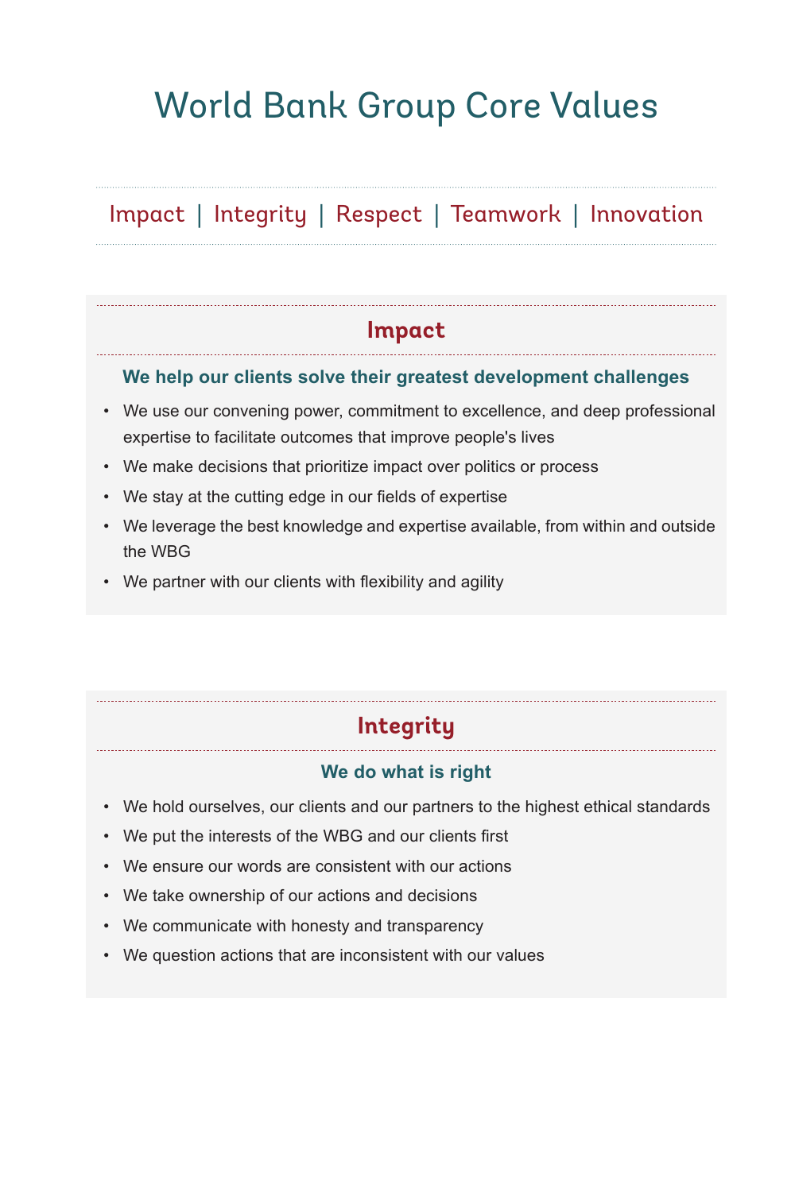# World Bank Group Core Values

Impact | Integrity | Respect | Teamwork | Innovation

## Impact

### We help our clients solve their greatest development challenges

- We use our convening power, commitment to excellence, and deep professional expertise to facilitate outcomes that improve people's lives
- We make decisions that prioritize impact over politics or process
- We stay at the cutting edge in our fields of expertise
- We leverage the best knowledge and expertise available, from within and outside the WBG
- We partner with our clients with flexibility and agility

## Integrity

### We do what is right

- We hold ourselves, our clients and our partners to the highest ethical standards
- We put the interests of the WBG and our clients first
- We ensure our words are consistent with our actions
- We take ownership of our actions and decisions
- We communicate with honesty and transparency
- We question actions that are inconsistent with our values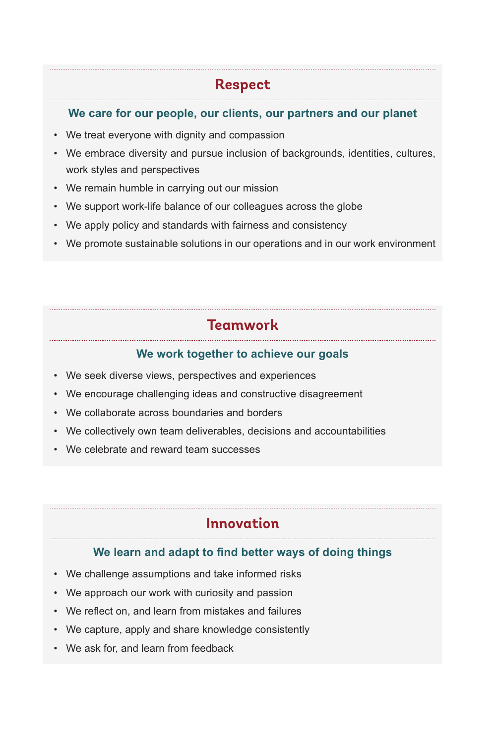## Respect

### We care for our people, our clients, our partners and our planet

- We treat everyone with dignity and compassion
- We embrace diversity and pursue inclusion of backgrounds, identities, cultures, work styles and perspectives
- We remain humble in carrying out our mission
- We support work-life balance of our colleagues across the globe
- We apply policy and standards with fairness and consistency
- We promote sustainable solutions in our operations and in our work environment

## Teamwork

### We work together to achieve our goals

- We seek diverse views, perspectives and experiences
- We encourage challenging ideas and constructive disagreement
- We collaborate across boundaries and borders
- We collectively own team deliverables, decisions and accountabilities
- We celebrate and reward team successes

## Innovation

### We learn and adapt to find better ways of doing things

- We challenge assumptions and take informed risks
- We approach our work with curiosity and passion
- We reflect on, and learn from mistakes and failures
- We capture, apply and share knowledge consistently
- We ask for, and learn from feedback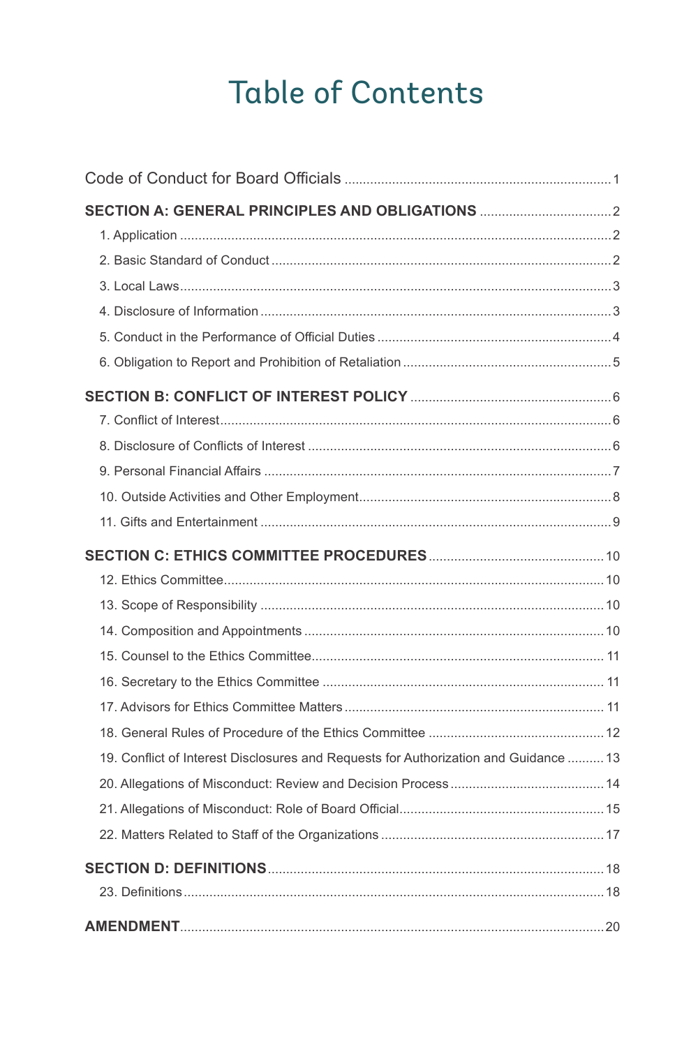# Table of Contents

Code of Conduct for Board Officials ........ 1

**SECTION A: GENERAL PRINCIPLES AND OBLIGATIONS** ........ 2

- 1. Application ........ 2
- 2. Basic Standard of Conduct ........ 2
- 3. Local Laws ........ 3
- 4. Disclosure of Information ........ 3
- 5. Conduct in the Performance of Official Duties ........ 4
- 6. Obligation to Report and Prohibition of Retaliation ........ 5

**SECTION B: CONFLICT OF INTEREST POLICY** ........ 6

- 7. Conflict of Interest ........ 6
- 8. Disclosure of Conflicts of Interest ........ 6
- 9. Personal Financial Affairs ........ 7
- 10. Outside Activities and Other Employment ........ 8
- 11. Gifts and Entertainment ........ 9

**SECTION C: ETHICS COMMITTEE PROCEDURES** ........ 10

- 12. Ethics Committee ........ 10
- 13. Scope of Responsibility ........ 10
- 14. Composition and Appointments ........ 10
- 15. Counsel to the Ethics Committee ........ 11
- 16. Secretary to the Ethics Committee ........ 11
- 17. Advisors for Ethics Committee Matters ........ 11
- 18. General Rules of Procedure of the Ethics Committee ........ 12
- 19. Conflict of Interest Disclosures and Requests for Authorization and Guidance ........ 13
- 20. Allegations of Misconduct: Review and Decision Process ........ 14
- 21. Allegations of Misconduct: Role of Board Official ........ 15
- 22. Matters Related to Staff of the Organizations ........ 17

**SECTION D: DEFINITIONS** ........ 18

- 23. Definitions ........ 18

**AMENDMENT** ........ 20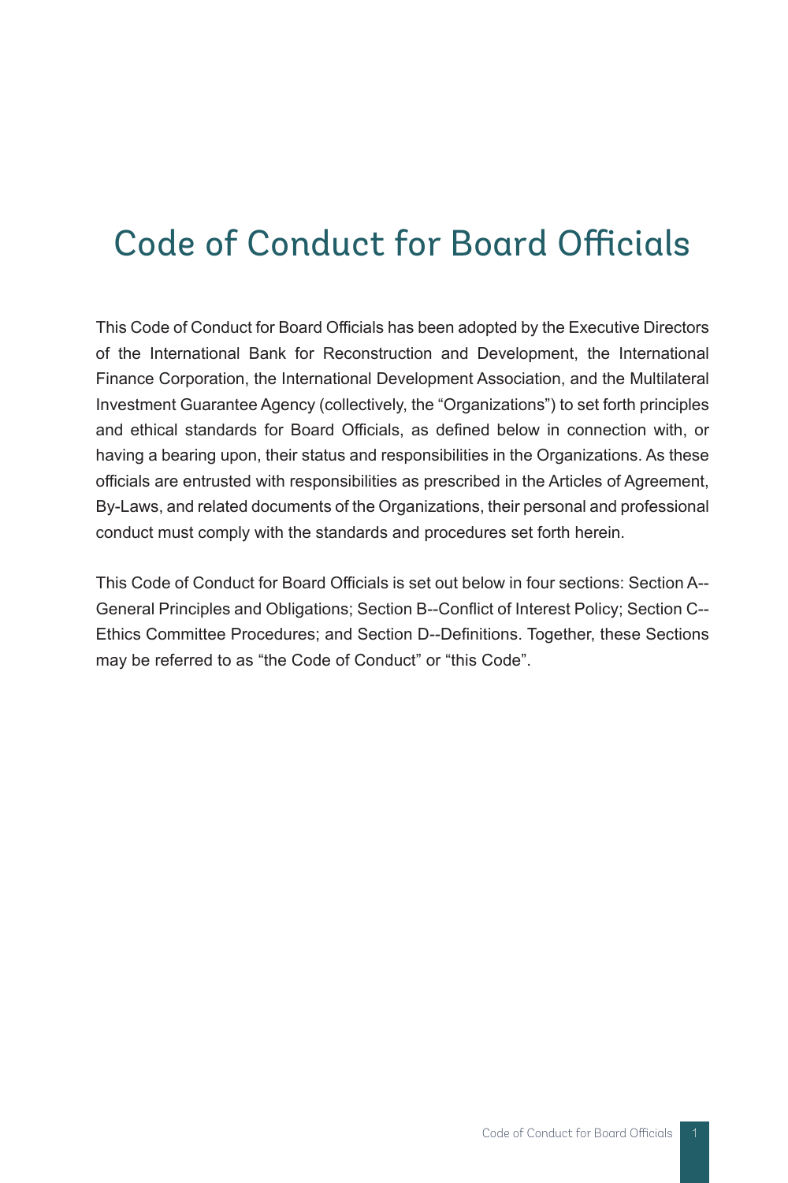# Code of Conduct for Board Officials

This Code of Conduct for Board Officials has been adopted by the Executive Directors of the International Bank for Reconstruction and Development, the International Finance Corporation, the International Development Association, and the Multilateral Investment Guarantee Agency (collectively, the "Organizations") to set forth principles and ethical standards for Board Officials, as defined below in connection with, or having a bearing upon, their status and responsibilities in the Organizations. As these officials are entrusted with responsibilities as prescribed in the Articles of Agreement, By-Laws, and related documents of the Organizations, their personal and professional conduct must comply with the standards and procedures set forth herein.

This Code of Conduct for Board Officials is set out below in four sections: Section A--General Principles and Obligations; Section B--Conflict of Interest Policy; Section C--Ethics Committee Procedures; and Section D--Definitions. Together, these Sections may be referred to as "the Code of Conduct" or "this Code".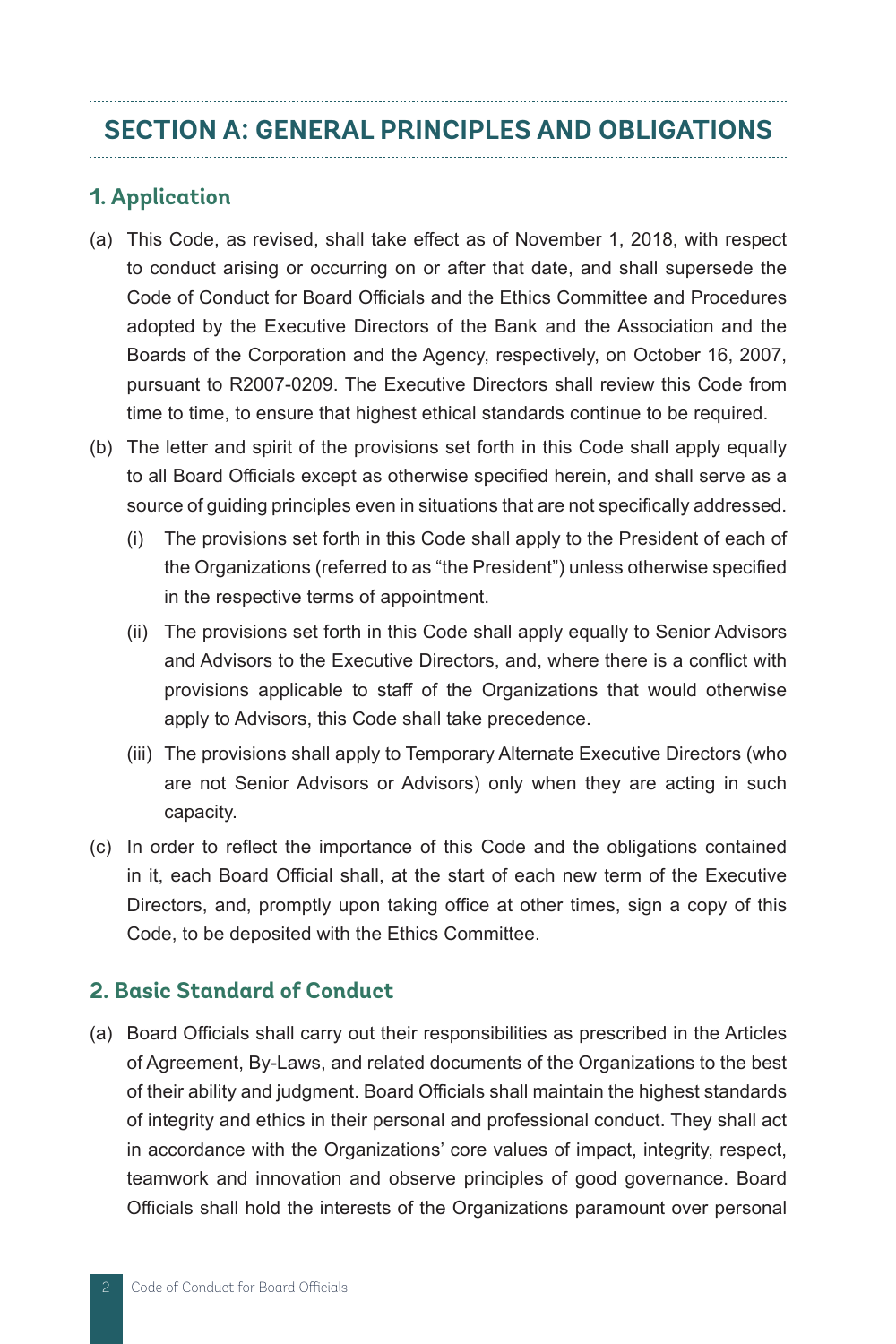## SECTION A: GENERAL PRINCIPLES AND OBLIGATIONS

### 1. Application

(a) This Code, as revised, shall take effect as of November 1, 2018, with respect to conduct arising or occurring on or after that date, and shall supersede the Code of Conduct for Board Officials and the Ethics Committee and Procedures adopted by the Executive Directors of the Bank and the Association and the Boards of the Corporation and the Agency, respectively, on October 16, 2007, pursuant to R2007-0209. The Executive Directors shall review this Code from time to time, to ensure that highest ethical standards continue to be required.

(b) The letter and spirit of the provisions set forth in this Code shall apply equally to all Board Officials except as otherwise specified herein, and shall serve as a source of guiding principles even in situations that are not specifically addressed.

   (i) The provisions set forth in this Code shall apply to the President of each of the Organizations (referred to as "the President") unless otherwise specified in the respective terms of appointment.

   (ii) The provisions set forth in this Code shall apply equally to Senior Advisors and Advisors to the Executive Directors, and, where there is a conflict with provisions applicable to staff of the Organizations that would otherwise apply to Advisors, this Code shall take precedence.

   (iii) The provisions shall apply to Temporary Alternate Executive Directors (who are not Senior Advisors or Advisors) only when they are acting in such capacity.

(c) In order to reflect the importance of this Code and the obligations contained in it, each Board Official shall, at the start of each new term of the Executive Directors, and, promptly upon taking office at other times, sign a copy of this Code, to be deposited with the Ethics Committee.

### 2. Basic Standard of Conduct

(a) Board Officials shall carry out their responsibilities as prescribed in the Articles of Agreement, By-Laws, and related documents of the Organizations to the best of their ability and judgment. Board Officials shall maintain the highest standards of integrity and ethics in their personal and professional conduct. They shall act in accordance with the Organizations' core values of impact, integrity, respect, teamwork and innovation and observe principles of good governance. Board Officials shall hold the interests of the Organizations paramount over personal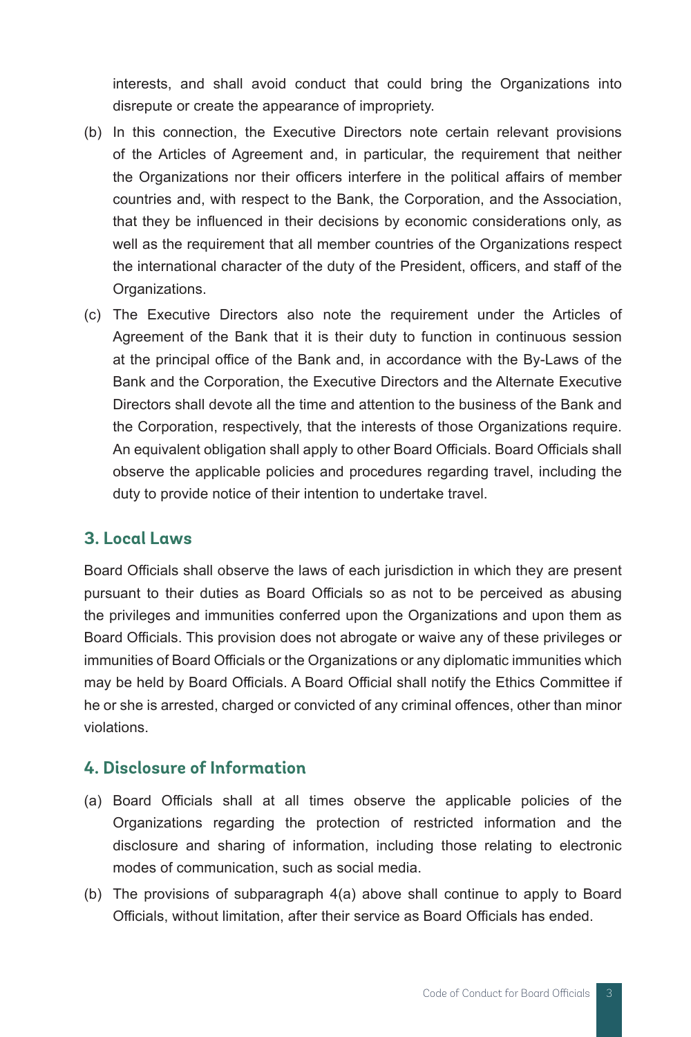interests, and shall avoid conduct that could bring the Organizations into disrepute or create the appearance of impropriety.

(b) In this connection, the Executive Directors note certain relevant provisions of the Articles of Agreement and, in particular, the requirement that neither the Organizations nor their officers interfere in the political affairs of member countries and, with respect to the Bank, the Corporation, and the Association, that they be influenced in their decisions by economic considerations only, as well as the requirement that all member countries of the Organizations respect the international character of the duty of the President, officers, and staff of the Organizations.

(c) The Executive Directors also note the requirement under the Articles of Agreement of the Bank that it is their duty to function in continuous session at the principal office of the Bank and, in accordance with the By-Laws of the Bank and the Corporation, the Executive Directors and the Alternate Executive Directors shall devote all the time and attention to the business of the Bank and the Corporation, respectively, that the interests of those Organizations require. An equivalent obligation shall apply to other Board Officials. Board Officials shall observe the applicable policies and procedures regarding travel, including the duty to provide notice of their intention to undertake travel.

## 3. Local Laws

Board Officials shall observe the laws of each jurisdiction in which they are present pursuant to their duties as Board Officials so as not to be perceived as abusing the privileges and immunities conferred upon the Organizations and upon them as Board Officials. This provision does not abrogate or waive any of these privileges or immunities of Board Officials or the Organizations or any diplomatic immunities which may be held by Board Officials. A Board Official shall notify the Ethics Committee if he or she is arrested, charged or convicted of any criminal offences, other than minor violations.

## 4. Disclosure of Information

(a) Board Officials shall at all times observe the applicable policies of the Organizations regarding the protection of restricted information and the disclosure and sharing of information, including those relating to electronic modes of communication, such as social media.

(b) The provisions of subparagraph 4(a) above shall continue to apply to Board Officials, without limitation, after their service as Board Officials has ended.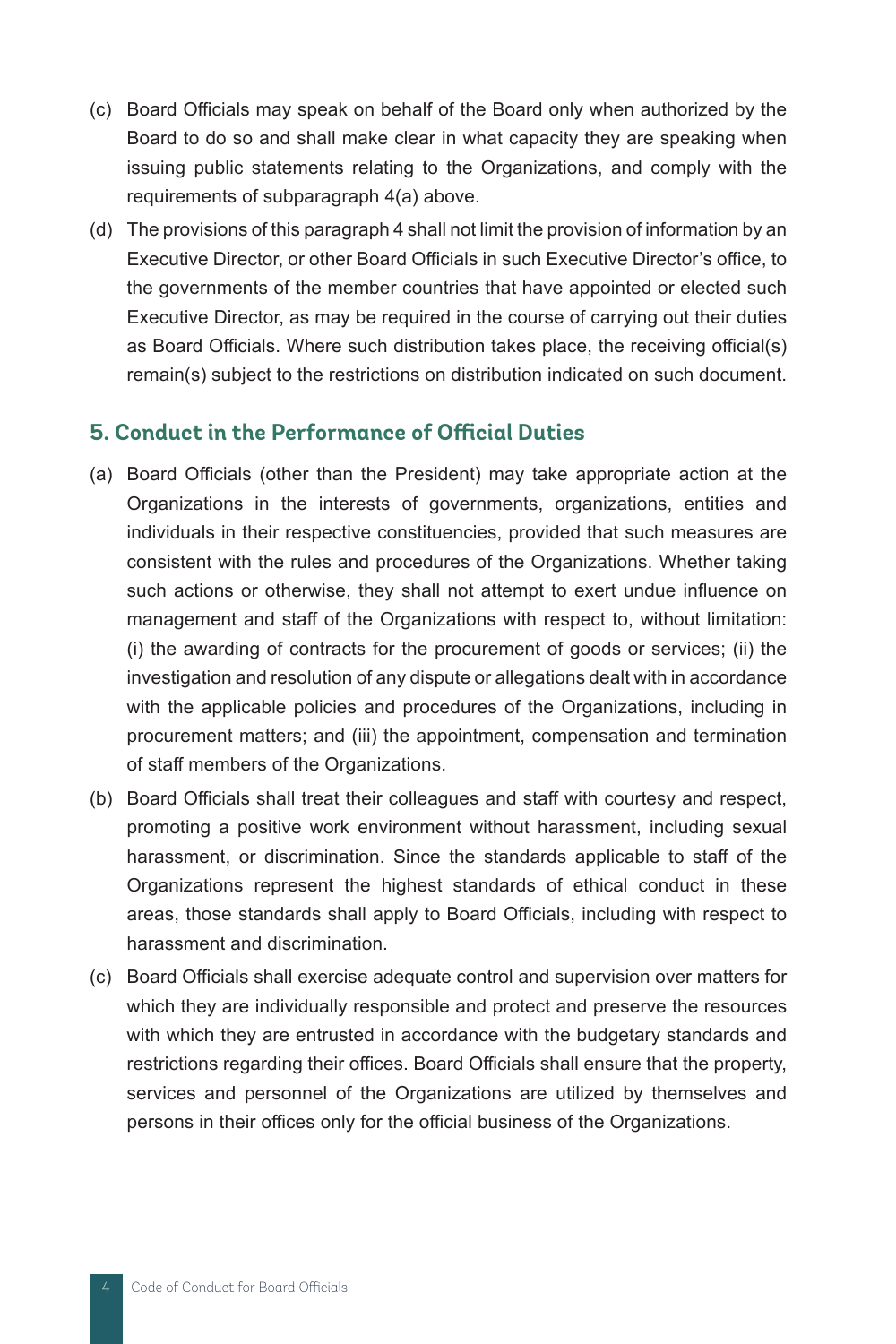(c) Board Officials may speak on behalf of the Board only when authorized by the Board to do so and shall make clear in what capacity they are speaking when issuing public statements relating to the Organizations, and comply with the requirements of subparagraph 4(a) above.

(d) The provisions of this paragraph 4 shall not limit the provision of information by an Executive Director, or other Board Officials in such Executive Director's office, to the governments of the member countries that have appointed or elected such Executive Director, as may be required in the course of carrying out their duties as Board Officials. Where such distribution takes place, the receiving official(s) remain(s) subject to the restrictions on distribution indicated on such document.

## 5. Conduct in the Performance of Official Duties

(a) Board Officials (other than the President) may take appropriate action at the Organizations in the interests of governments, organizations, entities and individuals in their respective constituencies, provided that such measures are consistent with the rules and procedures of the Organizations. Whether taking such actions or otherwise, they shall not attempt to exert undue influence on management and staff of the Organizations with respect to, without limitation: (i) the awarding of contracts for the procurement of goods or services; (ii) the investigation and resolution of any dispute or allegations dealt with in accordance with the applicable policies and procedures of the Organizations, including in procurement matters; and (iii) the appointment, compensation and termination of staff members of the Organizations.

(b) Board Officials shall treat their colleagues and staff with courtesy and respect, promoting a positive work environment without harassment, including sexual harassment, or discrimination. Since the standards applicable to staff of the Organizations represent the highest standards of ethical conduct in these areas, those standards shall apply to Board Officials, including with respect to harassment and discrimination.

(c) Board Officials shall exercise adequate control and supervision over matters for which they are individually responsible and protect and preserve the resources with which they are entrusted in accordance with the budgetary standards and restrictions regarding their offices. Board Officials shall ensure that the property, services and personnel of the Organizations are utilized by themselves and persons in their offices only for the official business of the Organizations.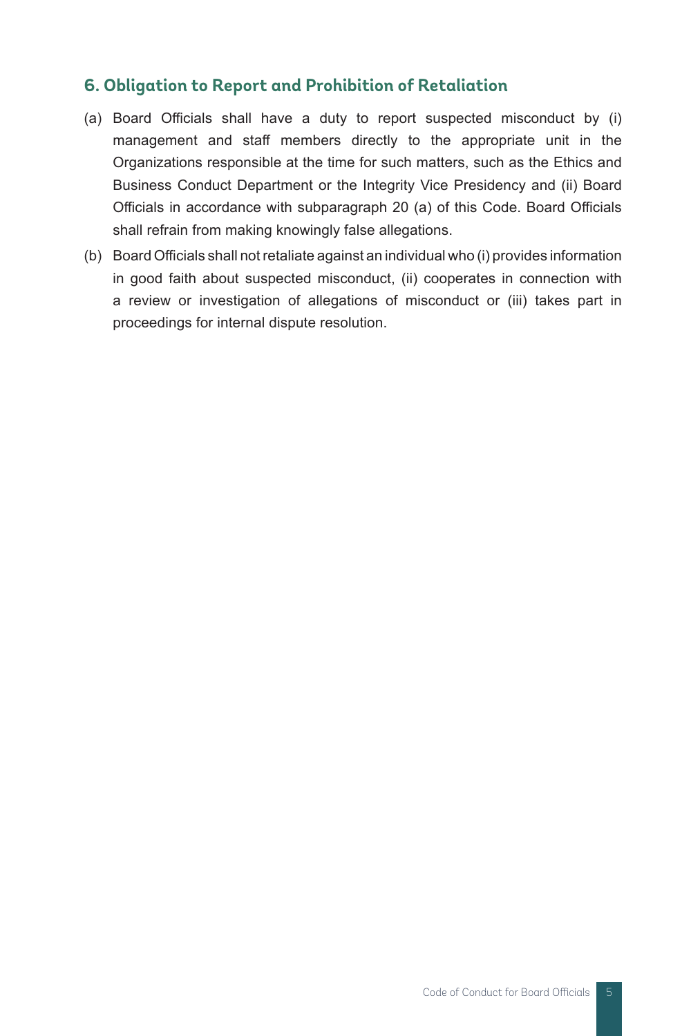## 6. Obligation to Report and Prohibition of Retaliation

(a) Board Officials shall have a duty to report suspected misconduct by (i) management and staff members directly to the appropriate unit in the Organizations responsible at the time for such matters, such as the Ethics and Business Conduct Department or the Integrity Vice Presidency and (ii) Board Officials in accordance with subparagraph 20 (a) of this Code. Board Officials shall refrain from making knowingly false allegations.

(b) Board Officials shall not retaliate against an individual who (i) provides information in good faith about suspected misconduct, (ii) cooperates in connection with a review or investigation of allegations of misconduct or (iii) takes part in proceedings for internal dispute resolution.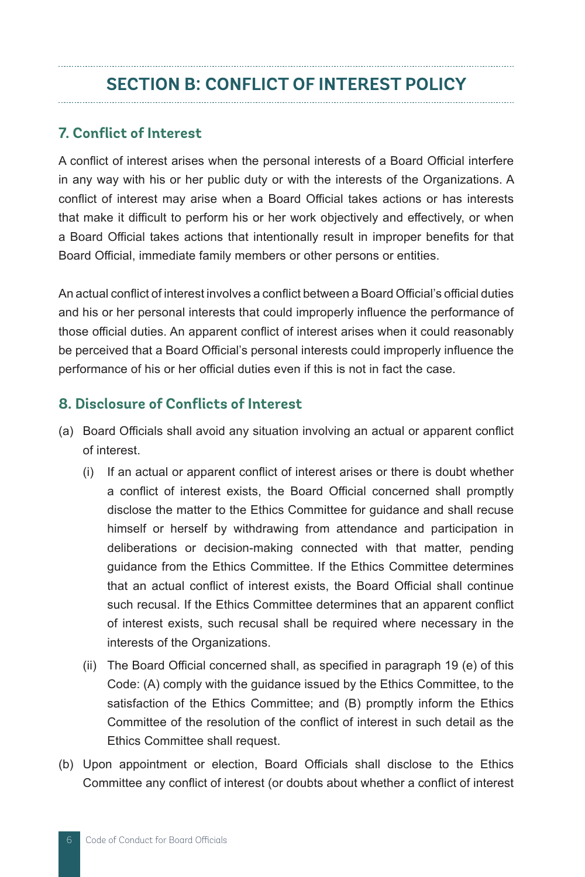## SECTION B: CONFLICT OF INTEREST POLICY

### 7. Conflict of Interest

A conflict of interest arises when the personal interests of a Board Official interfere in any way with his or her public duty or with the interests of the Organizations. A conflict of interest may arise when a Board Official takes actions or has interests that make it difficult to perform his or her work objectively and effectively, or when a Board Official takes actions that intentionally result in improper benefits for that Board Official, immediate family members or other persons or entities.

An actual conflict of interest involves a conflict between a Board Official's official duties and his or her personal interests that could improperly influence the performance of those official duties. An apparent conflict of interest arises when it could reasonably be perceived that a Board Official's personal interests could improperly influence the performance of his or her official duties even if this is not in fact the case.

### 8. Disclosure of Conflicts of Interest

(a) Board Officials shall avoid any situation involving an actual or apparent conflict of interest.

   (i) If an actual or apparent conflict of interest arises or there is doubt whether a conflict of interest exists, the Board Official concerned shall promptly disclose the matter to the Ethics Committee for guidance and shall recuse himself or herself by withdrawing from attendance and participation in deliberations or decision-making connected with that matter, pending guidance from the Ethics Committee. If the Ethics Committee determines that an actual conflict of interest exists, the Board Official shall continue such recusal. If the Ethics Committee determines that an apparent conflict of interest exists, such recusal shall be required where necessary in the interests of the Organizations.

   (ii) The Board Official concerned shall, as specified in paragraph 19 (e) of this Code: (A) comply with the guidance issued by the Ethics Committee, to the satisfaction of the Ethics Committee; and (B) promptly inform the Ethics Committee of the resolution of the conflict of interest in such detail as the Ethics Committee shall request.

(b) Upon appointment or election, Board Officials shall disclose to the Ethics Committee any conflict of interest (or doubts about whether a conflict of interest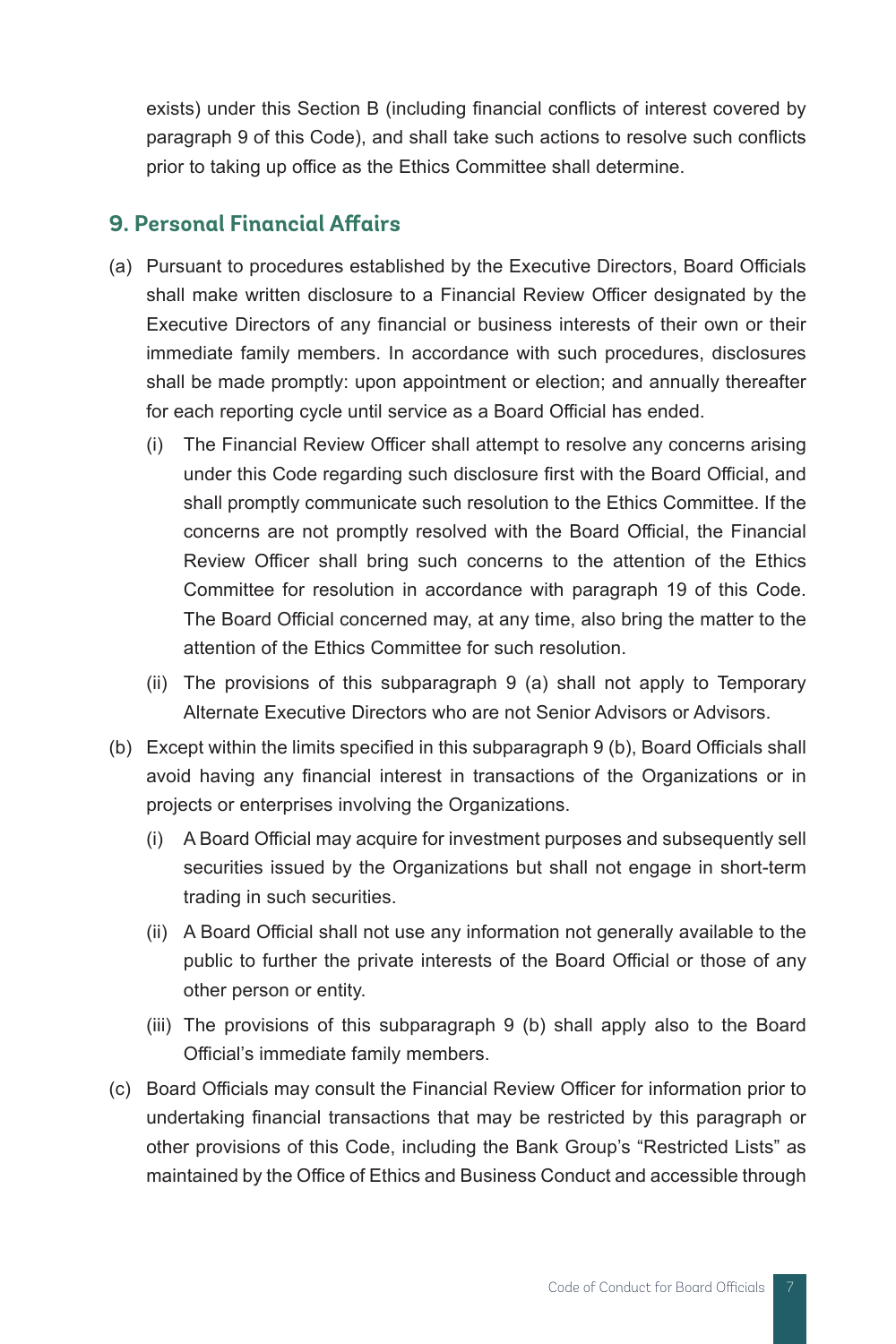exists) under this Section B (including financial conflicts of interest covered by paragraph 9 of this Code), and shall take such actions to resolve such conflicts prior to taking up office as the Ethics Committee shall determine.

## 9. Personal Financial Affairs

(a) Pursuant to procedures established by the Executive Directors, Board Officials shall make written disclosure to a Financial Review Officer designated by the Executive Directors of any financial or business interests of their own or their immediate family members. In accordance with such procedures, disclosures shall be made promptly: upon appointment or election; and annually thereafter for each reporting cycle until service as a Board Official has ended.

  (i) The Financial Review Officer shall attempt to resolve any concerns arising under this Code regarding such disclosure first with the Board Official, and shall promptly communicate such resolution to the Ethics Committee. If the concerns are not promptly resolved with the Board Official, the Financial Review Officer shall bring such concerns to the attention of the Ethics Committee for resolution in accordance with paragraph 19 of this Code. The Board Official concerned may, at any time, also bring the matter to the attention of the Ethics Committee for such resolution.

  (ii) The provisions of this subparagraph 9 (a) shall not apply to Temporary Alternate Executive Directors who are not Senior Advisors or Advisors.

(b) Except within the limits specified in this subparagraph 9 (b), Board Officials shall avoid having any financial interest in transactions of the Organizations or in projects or enterprises involving the Organizations.

  (i) A Board Official may acquire for investment purposes and subsequently sell securities issued by the Organizations but shall not engage in short-term trading in such securities.

  (ii) A Board Official shall not use any information not generally available to the public to further the private interests of the Board Official or those of any other person or entity.

  (iii) The provisions of this subparagraph 9 (b) shall apply also to the Board Official's immediate family members.

(c) Board Officials may consult the Financial Review Officer for information prior to undertaking financial transactions that may be restricted by this paragraph or other provisions of this Code, including the Bank Group's "Restricted Lists" as maintained by the Office of Ethics and Business Conduct and accessible through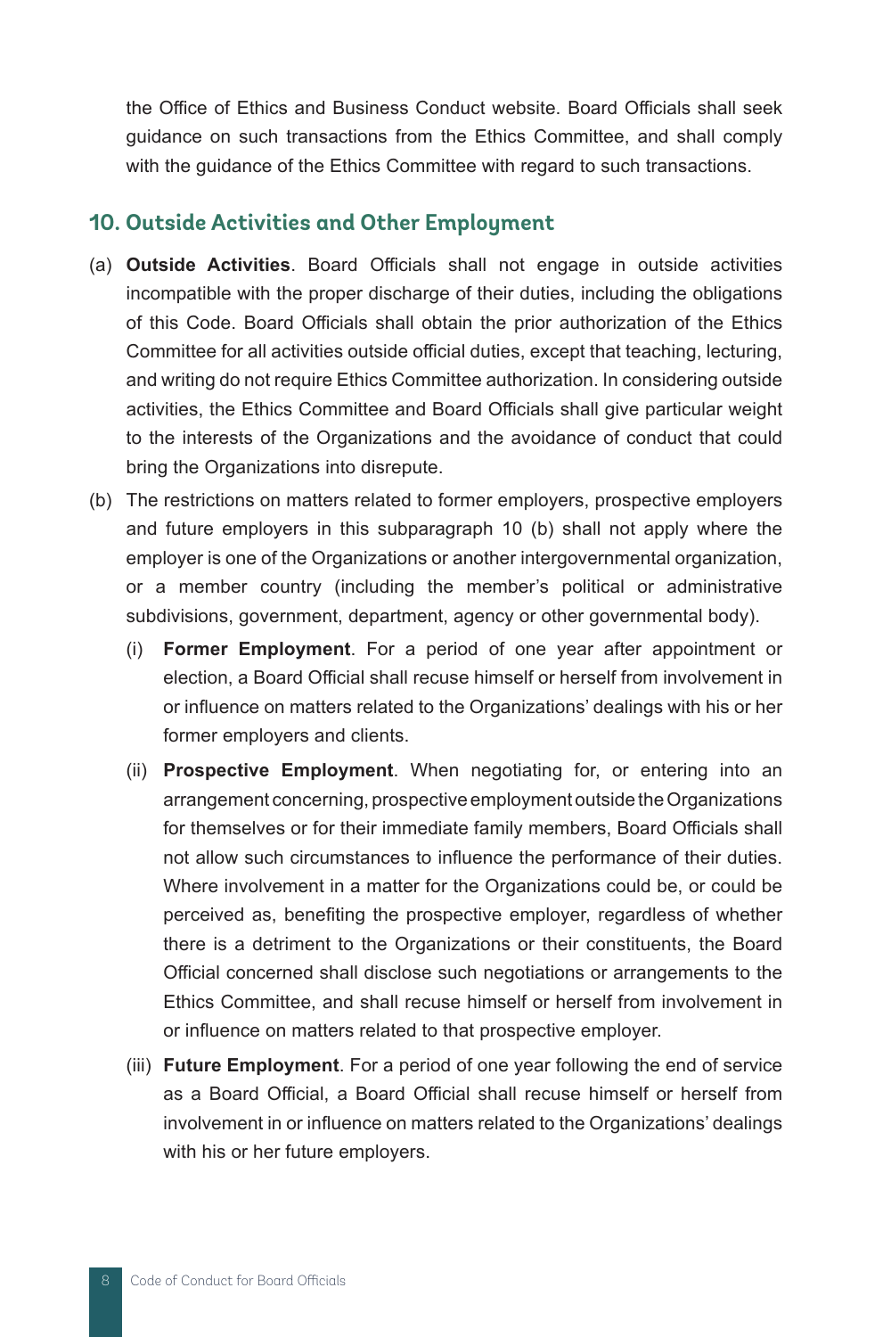the Office of Ethics and Business Conduct website. Board Officials shall seek guidance on such transactions from the Ethics Committee, and shall comply with the guidance of the Ethics Committee with regard to such transactions.

## 10. Outside Activities and Other Employment

(a) **Outside Activities**. Board Officials shall not engage in outside activities incompatible with the proper discharge of their duties, including the obligations of this Code. Board Officials shall obtain the prior authorization of the Ethics Committee for all activities outside official duties, except that teaching, lecturing, and writing do not require Ethics Committee authorization. In considering outside activities, the Ethics Committee and Board Officials shall give particular weight to the interests of the Organizations and the avoidance of conduct that could bring the Organizations into disrepute.

(b) The restrictions on matters related to former employers, prospective employers and future employers in this subparagraph 10 (b) shall not apply where the employer is one of the Organizations or another intergovernmental organization, or a member country (including the member's political or administrative subdivisions, government, department, agency or other governmental body).

   (i) **Former Employment**. For a period of one year after appointment or election, a Board Official shall recuse himself or herself from involvement in or influence on matters related to the Organizations' dealings with his or her former employers and clients.

   (ii) **Prospective Employment**. When negotiating for, or entering into an arrangement concerning, prospective employment outside the Organizations for themselves or for their immediate family members, Board Officials shall not allow such circumstances to influence the performance of their duties. Where involvement in a matter for the Organizations could be, or could be perceived as, benefiting the prospective employer, regardless of whether there is a detriment to the Organizations or their constituents, the Board Official concerned shall disclose such negotiations or arrangements to the Ethics Committee, and shall recuse himself or herself from involvement in or influence on matters related to that prospective employer.

   (iii) **Future Employment**. For a period of one year following the end of service as a Board Official, a Board Official shall recuse himself or herself from involvement in or influence on matters related to the Organizations' dealings with his or her future employers.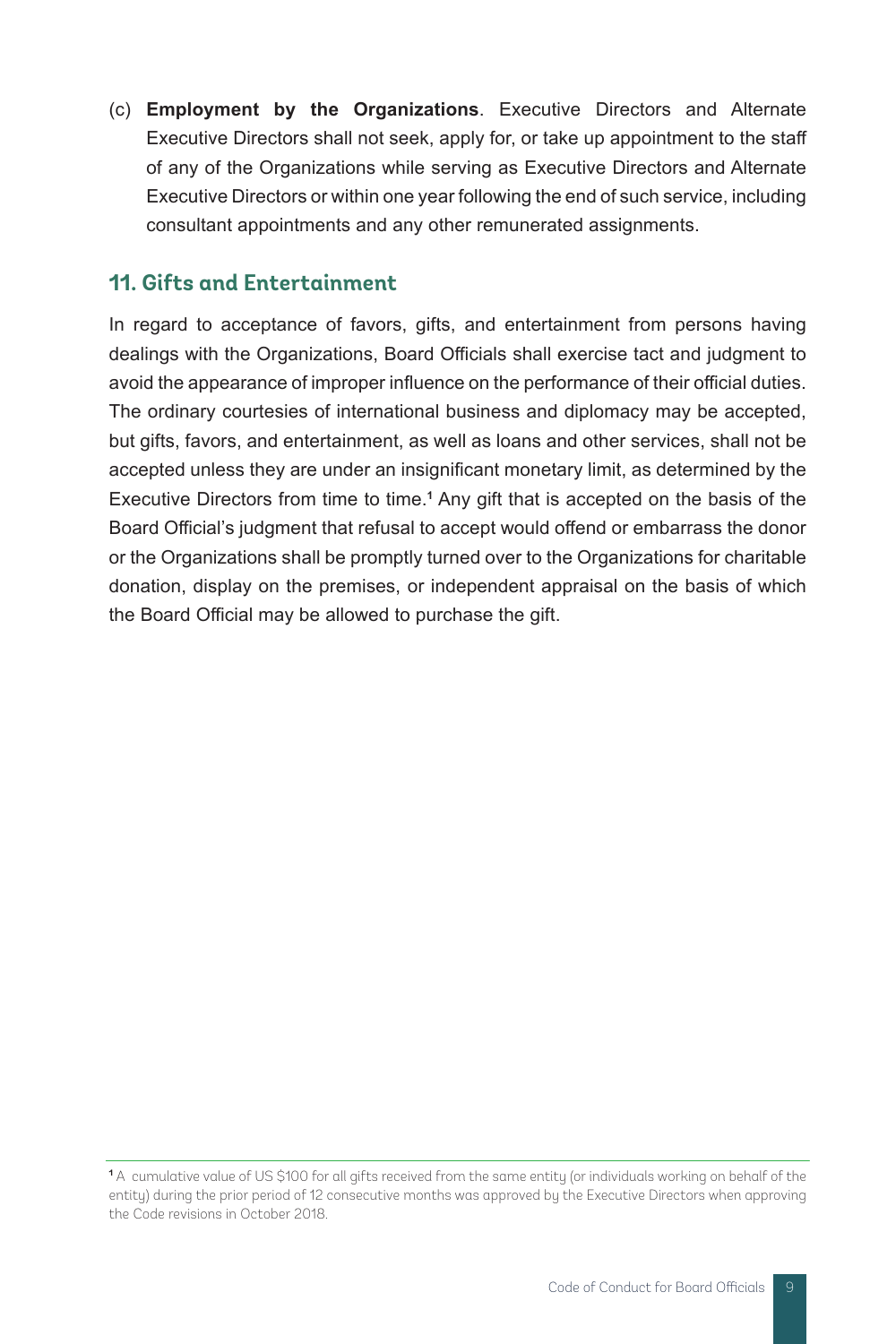(c) **Employment by the Organizations**. Executive Directors and Alternate Executive Directors shall not seek, apply for, or take up appointment to the staff of any of the Organizations while serving as Executive Directors and Alternate Executive Directors or within one year following the end of such service, including consultant appointments and any other remunerated assignments.

## 11. Gifts and Entertainment

In regard to acceptance of favors, gifts, and entertainment from persons having dealings with the Organizations, Board Officials shall exercise tact and judgment to avoid the appearance of improper influence on the performance of their official duties. The ordinary courtesies of international business and diplomacy may be accepted, but gifts, favors, and entertainment, as well as loans and other services, shall not be accepted unless they are under an insignificant monetary limit, as determined by the Executive Directors from time to time.[1] Any gift that is accepted on the basis of the Board Official's judgment that refusal to accept would offend or embarrass the donor or the Organizations shall be promptly turned over to the Organizations for charitable donation, display on the premises, or independent appraisal on the basis of which the Board Official may be allowed to purchase the gift.

[1] A cumulative value of US $100 for all gifts received from the same entity (or individuals working on behalf of the entity) during the prior period of 12 consecutive months was approved by the Executive Directors when approving the Code revisions in October 2018.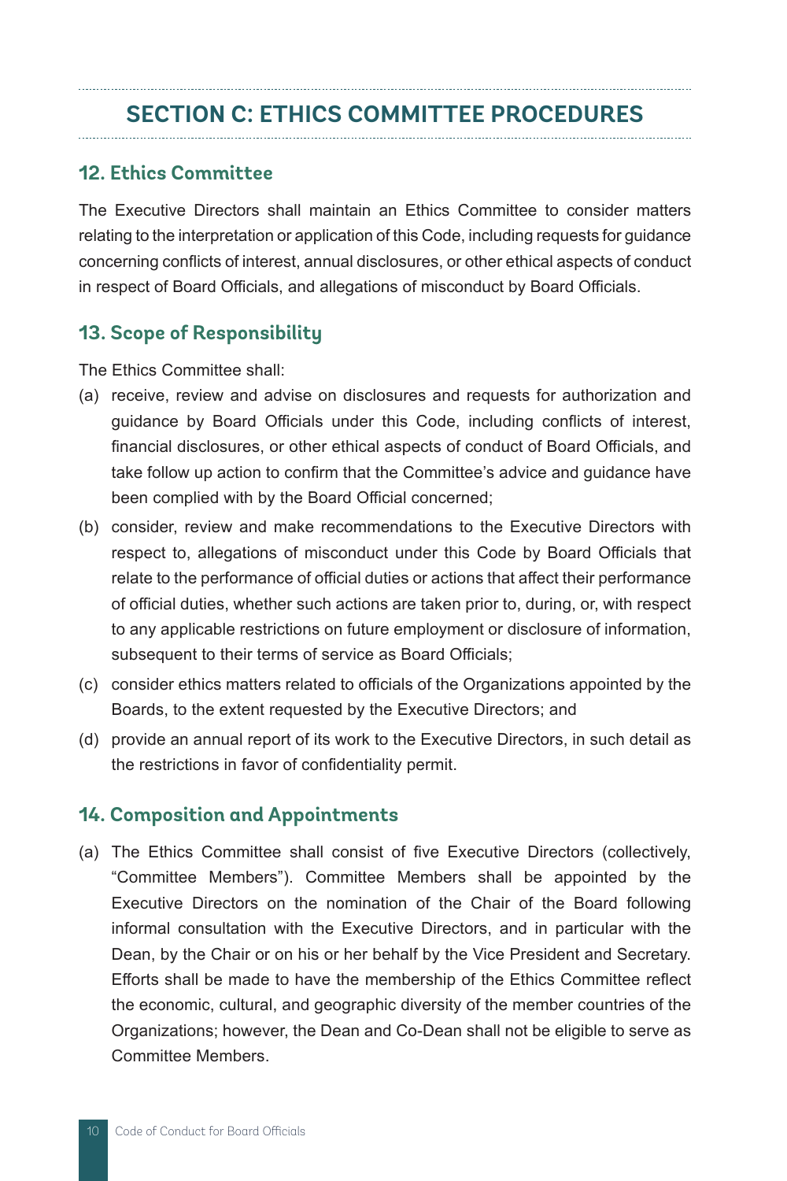## SECTION C: ETHICS COMMITTEE PROCEDURES

### 12. Ethics Committee

The Executive Directors shall maintain an Ethics Committee to consider matters relating to the interpretation or application of this Code, including requests for guidance concerning conflicts of interest, annual disclosures, or other ethical aspects of conduct in respect of Board Officials, and allegations of misconduct by Board Officials.

### 13. Scope of Responsibility

The Ethics Committee shall:

(a) receive, review and advise on disclosures and requests for authorization and guidance by Board Officials under this Code, including conflicts of interest, financial disclosures, or other ethical aspects of conduct of Board Officials, and take follow up action to confirm that the Committee's advice and guidance have been complied with by the Board Official concerned;

(b) consider, review and make recommendations to the Executive Directors with respect to, allegations of misconduct under this Code by Board Officials that relate to the performance of official duties or actions that affect their performance of official duties, whether such actions are taken prior to, during, or, with respect to any applicable restrictions on future employment or disclosure of information, subsequent to their terms of service as Board Officials;

(c) consider ethics matters related to officials of the Organizations appointed by the Boards, to the extent requested by the Executive Directors; and

(d) provide an annual report of its work to the Executive Directors, in such detail as the restrictions in favor of confidentiality permit.

### 14. Composition and Appointments

(a) The Ethics Committee shall consist of five Executive Directors (collectively, "Committee Members"). Committee Members shall be appointed by the Executive Directors on the nomination of the Chair of the Board following informal consultation with the Executive Directors, and in particular with the Dean, by the Chair or on his or her behalf by the Vice President and Secretary. Efforts shall be made to have the membership of the Ethics Committee reflect the economic, cultural, and geographic diversity of the member countries of the Organizations; however, the Dean and Co-Dean shall not be eligible to serve as Committee Members.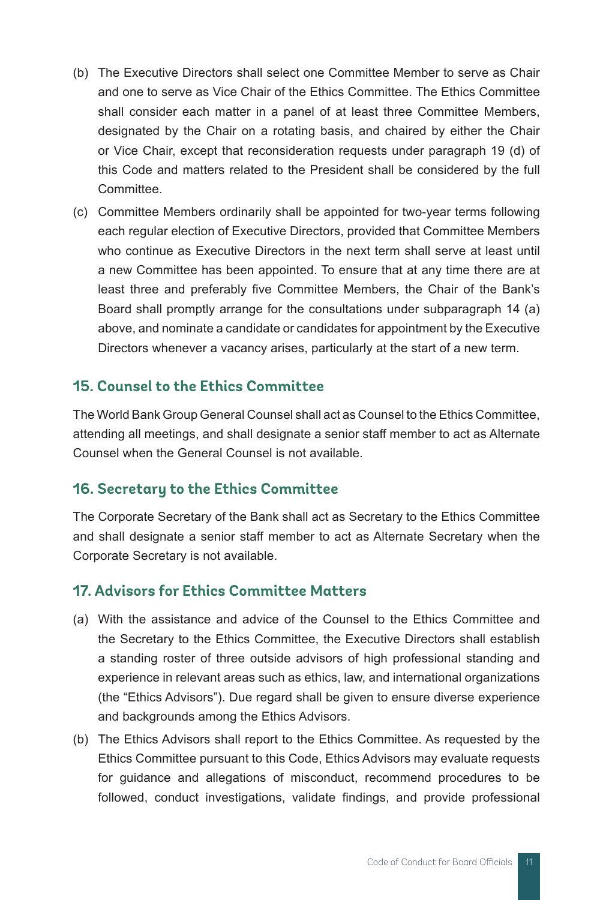(b) The Executive Directors shall select one Committee Member to serve as Chair and one to serve as Vice Chair of the Ethics Committee. The Ethics Committee shall consider each matter in a panel of at least three Committee Members, designated by the Chair on a rotating basis, and chaired by either the Chair or Vice Chair, except that reconsideration requests under paragraph 19 (d) of this Code and matters related to the President shall be considered by the full Committee.

(c) Committee Members ordinarily shall be appointed for two-year terms following each regular election of Executive Directors, provided that Committee Members who continue as Executive Directors in the next term shall serve at least until a new Committee has been appointed. To ensure that at any time there are at least three and preferably five Committee Members, the Chair of the Bank's Board shall promptly arrange for the consultations under subparagraph 14 (a) above, and nominate a candidate or candidates for appointment by the Executive Directors whenever a vacancy arises, particularly at the start of a new term.

## 15. Counsel to the Ethics Committee

The World Bank Group General Counsel shall act as Counsel to the Ethics Committee, attending all meetings, and shall designate a senior staff member to act as Alternate Counsel when the General Counsel is not available.

## 16. Secretary to the Ethics Committee

The Corporate Secretary of the Bank shall act as Secretary to the Ethics Committee and shall designate a senior staff member to act as Alternate Secretary when the Corporate Secretary is not available.

## 17. Advisors for Ethics Committee Matters

(a) With the assistance and advice of the Counsel to the Ethics Committee and the Secretary to the Ethics Committee, the Executive Directors shall establish a standing roster of three outside advisors of high professional standing and experience in relevant areas such as ethics, law, and international organizations (the "Ethics Advisors"). Due regard shall be given to ensure diverse experience and backgrounds among the Ethics Advisors.

(b) The Ethics Advisors shall report to the Ethics Committee. As requested by the Ethics Committee pursuant to this Code, Ethics Advisors may evaluate requests for guidance and allegations of misconduct, recommend procedures to be followed, conduct investigations, validate findings, and provide professional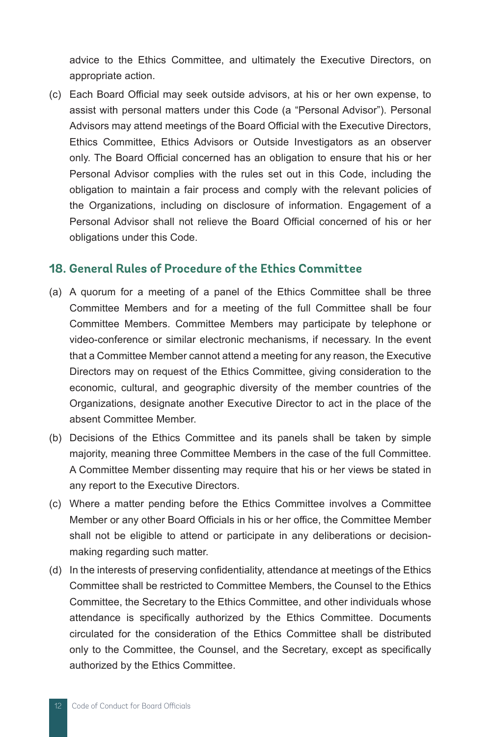advice to the Ethics Committee, and ultimately the Executive Directors, on appropriate action.

(c) Each Board Official may seek outside advisors, at his or her own expense, to assist with personal matters under this Code (a "Personal Advisor"). Personal Advisors may attend meetings of the Board Official with the Executive Directors, Ethics Committee, Ethics Advisors or Outside Investigators as an observer only. The Board Official concerned has an obligation to ensure that his or her Personal Advisor complies with the rules set out in this Code, including the obligation to maintain a fair process and comply with the relevant policies of the Organizations, including on disclosure of information. Engagement of a Personal Advisor shall not relieve the Board Official concerned of his or her obligations under this Code.

## 18. General Rules of Procedure of the Ethics Committee

(a) A quorum for a meeting of a panel of the Ethics Committee shall be three Committee Members and for a meeting of the full Committee shall be four Committee Members. Committee Members may participate by telephone or video-conference or similar electronic mechanisms, if necessary. In the event that a Committee Member cannot attend a meeting for any reason, the Executive Directors may on request of the Ethics Committee, giving consideration to the economic, cultural, and geographic diversity of the member countries of the Organizations, designate another Executive Director to act in the place of the absent Committee Member.

(b) Decisions of the Ethics Committee and its panels shall be taken by simple majority, meaning three Committee Members in the case of the full Committee. A Committee Member dissenting may require that his or her views be stated in any report to the Executive Directors.

(c) Where a matter pending before the Ethics Committee involves a Committee Member or any other Board Officials in his or her office, the Committee Member shall not be eligible to attend or participate in any deliberations or decision-making regarding such matter.

(d) In the interests of preserving confidentiality, attendance at meetings of the Ethics Committee shall be restricted to Committee Members, the Counsel to the Ethics Committee, the Secretary to the Ethics Committee, and other individuals whose attendance is specifically authorized by the Ethics Committee. Documents circulated for the consideration of the Ethics Committee shall be distributed only to the Committee, the Counsel, and the Secretary, except as specifically authorized by the Ethics Committee.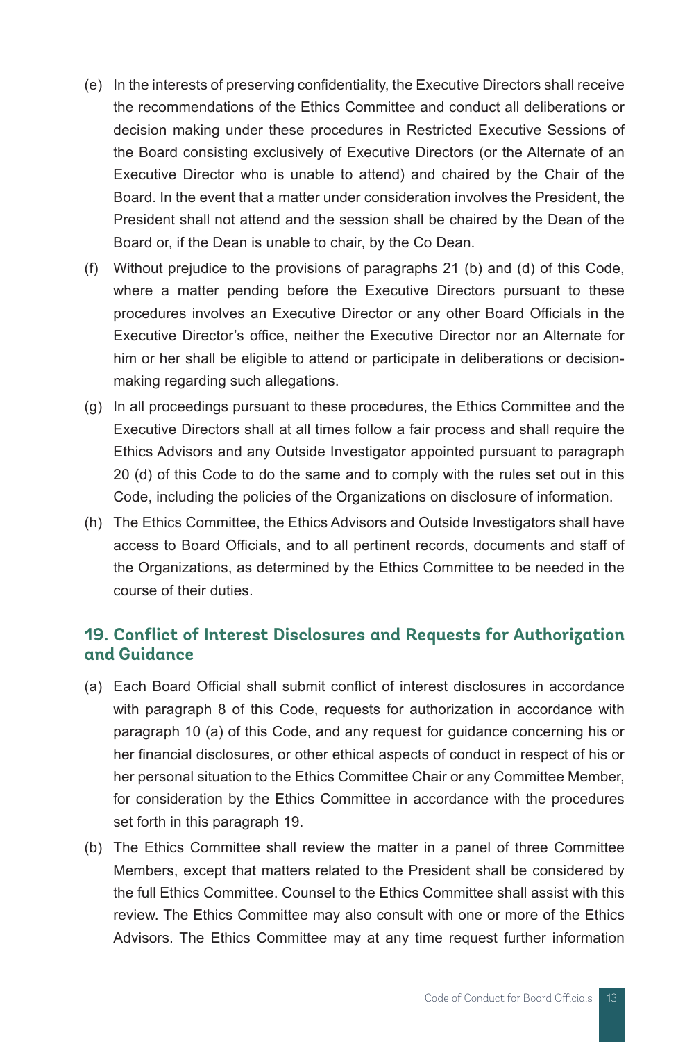(e) In the interests of preserving confidentiality, the Executive Directors shall receive the recommendations of the Ethics Committee and conduct all deliberations or decision making under these procedures in Restricted Executive Sessions of the Board consisting exclusively of Executive Directors (or the Alternate of an Executive Director who is unable to attend) and chaired by the Chair of the Board. In the event that a matter under consideration involves the President, the President shall not attend and the session shall be chaired by the Dean of the Board or, if the Dean is unable to chair, by the Co Dean.

(f) Without prejudice to the provisions of paragraphs 21 (b) and (d) of this Code, where a matter pending before the Executive Directors pursuant to these procedures involves an Executive Director or any other Board Officials in the Executive Director's office, neither the Executive Director nor an Alternate for him or her shall be eligible to attend or participate in deliberations or decision-making regarding such allegations.

(g) In all proceedings pursuant to these procedures, the Ethics Committee and the Executive Directors shall at all times follow a fair process and shall require the Ethics Advisors and any Outside Investigator appointed pursuant to paragraph 20 (d) of this Code to do the same and to comply with the rules set out in this Code, including the policies of the Organizations on disclosure of information.

(h) The Ethics Committee, the Ethics Advisors and Outside Investigators shall have access to Board Officials, and to all pertinent records, documents and staff of the Organizations, as determined by the Ethics Committee to be needed in the course of their duties.

## 19. Conflict of Interest Disclosures and Requests for Authorization and Guidance

(a) Each Board Official shall submit conflict of interest disclosures in accordance with paragraph 8 of this Code, requests for authorization in accordance with paragraph 10 (a) of this Code, and any request for guidance concerning his or her financial disclosures, or other ethical aspects of conduct in respect of his or her personal situation to the Ethics Committee Chair or any Committee Member, for consideration by the Ethics Committee in accordance with the procedures set forth in this paragraph 19.

(b) The Ethics Committee shall review the matter in a panel of three Committee Members, except that matters related to the President shall be considered by the full Ethics Committee. Counsel to the Ethics Committee shall assist with this review. The Ethics Committee may also consult with one or more of the Ethics Advisors. The Ethics Committee may at any time request further information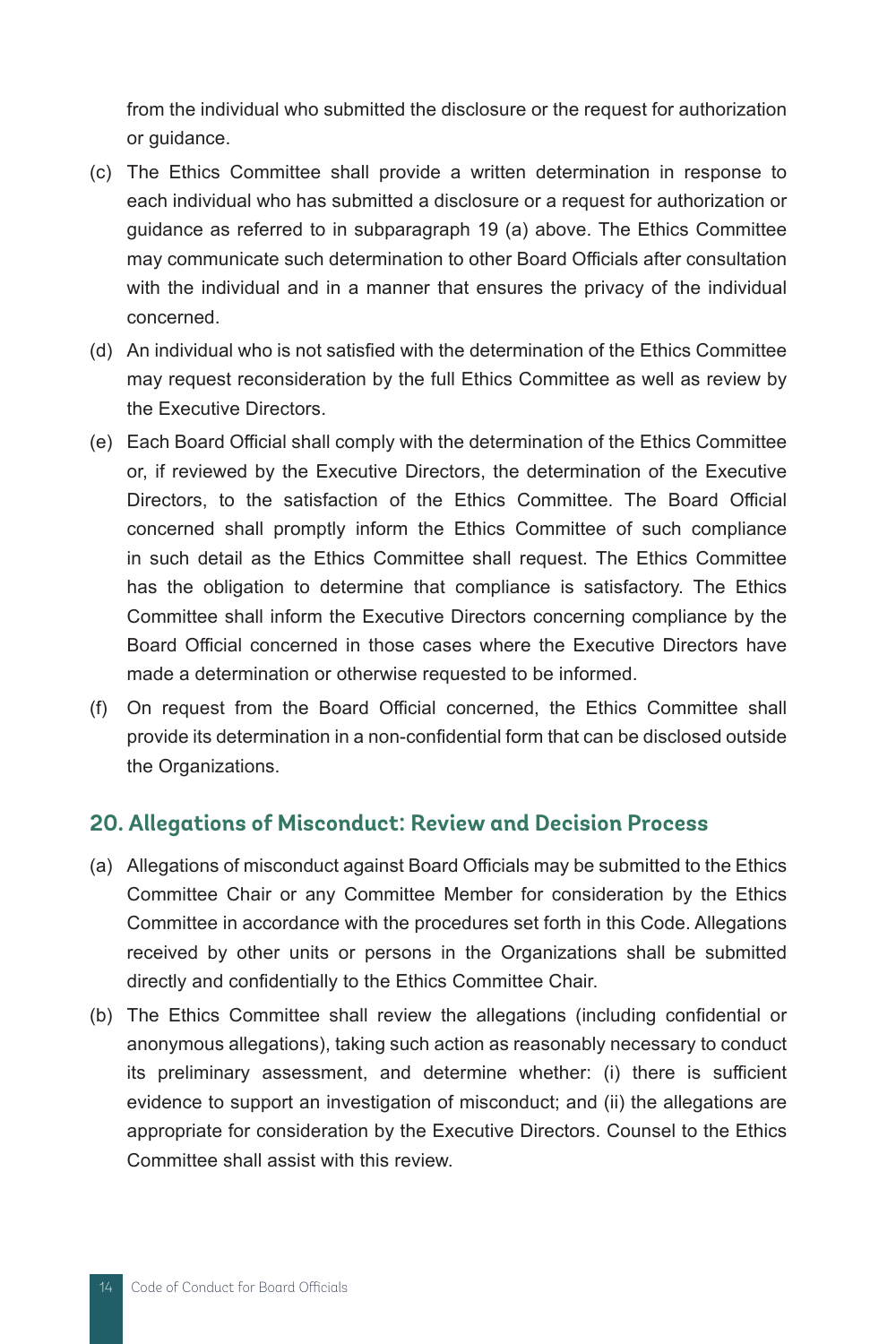from the individual who submitted the disclosure or the request for authorization or guidance.

(c) The Ethics Committee shall provide a written determination in response to each individual who has submitted a disclosure or a request for authorization or guidance as referred to in subparagraph 19 (a) above. The Ethics Committee may communicate such determination to other Board Officials after consultation with the individual and in a manner that ensures the privacy of the individual concerned.

(d) An individual who is not satisfied with the determination of the Ethics Committee may request reconsideration by the full Ethics Committee as well as review by the Executive Directors.

(e) Each Board Official shall comply with the determination of the Ethics Committee or, if reviewed by the Executive Directors, the determination of the Executive Directors, to the satisfaction of the Ethics Committee. The Board Official concerned shall promptly inform the Ethics Committee of such compliance in such detail as the Ethics Committee shall request. The Ethics Committee has the obligation to determine that compliance is satisfactory. The Ethics Committee shall inform the Executive Directors concerning compliance by the Board Official concerned in those cases where the Executive Directors have made a determination or otherwise requested to be informed.

(f) On request from the Board Official concerned, the Ethics Committee shall provide its determination in a non-confidential form that can be disclosed outside the Organizations.

## 20. Allegations of Misconduct: Review and Decision Process

(a) Allegations of misconduct against Board Officials may be submitted to the Ethics Committee Chair or any Committee Member for consideration by the Ethics Committee in accordance with the procedures set forth in this Code. Allegations received by other units or persons in the Organizations shall be submitted directly and confidentially to the Ethics Committee Chair.

(b) The Ethics Committee shall review the allegations (including confidential or anonymous allegations), taking such action as reasonably necessary to conduct its preliminary assessment, and determine whether: (i) there is sufficient evidence to support an investigation of misconduct; and (ii) the allegations are appropriate for consideration by the Executive Directors. Counsel to the Ethics Committee shall assist with this review.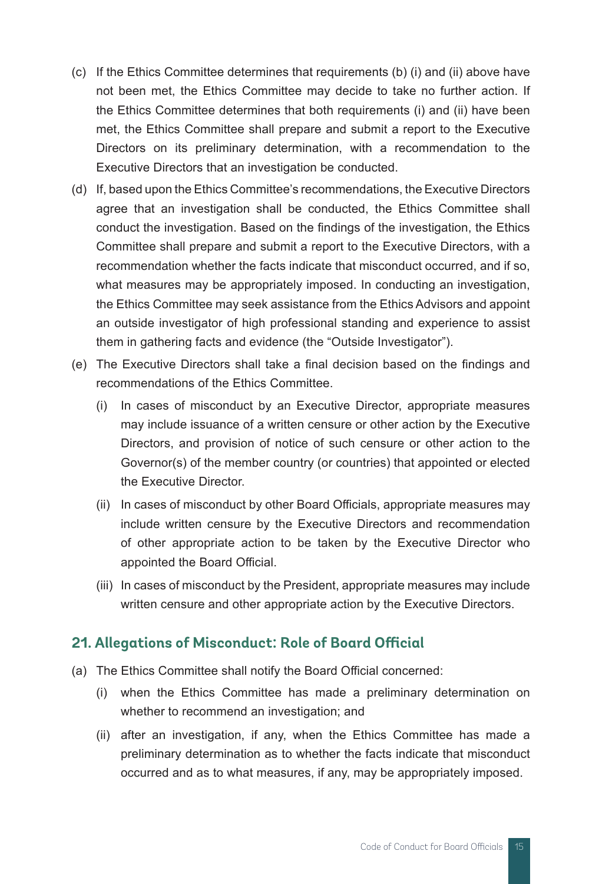(c) If the Ethics Committee determines that requirements (b) (i) and (ii) above have not been met, the Ethics Committee may decide to take no further action. If the Ethics Committee determines that both requirements (i) and (ii) have been met, the Ethics Committee shall prepare and submit a report to the Executive Directors on its preliminary determination, with a recommendation to the Executive Directors that an investigation be conducted.

(d) If, based upon the Ethics Committee's recommendations, the Executive Directors agree that an investigation shall be conducted, the Ethics Committee shall conduct the investigation. Based on the findings of the investigation, the Ethics Committee shall prepare and submit a report to the Executive Directors, with a recommendation whether the facts indicate that misconduct occurred, and if so, what measures may be appropriately imposed. In conducting an investigation, the Ethics Committee may seek assistance from the Ethics Advisors and appoint an outside investigator of high professional standing and experience to assist them in gathering facts and evidence (the "Outside Investigator").

(e) The Executive Directors shall take a final decision based on the findings and recommendations of the Ethics Committee.

   (i) In cases of misconduct by an Executive Director, appropriate measures may include issuance of a written censure or other action by the Executive Directors, and provision of notice of such censure or other action to the Governor(s) of the member country (or countries) that appointed or elected the Executive Director.

   (ii) In cases of misconduct by other Board Officials, appropriate measures may include written censure by the Executive Directors and recommendation of other appropriate action to be taken by the Executive Director who appointed the Board Official.

   (iii) In cases of misconduct by the President, appropriate measures may include written censure and other appropriate action by the Executive Directors.

## 21. Allegations of Misconduct: Role of Board Official

(a) The Ethics Committee shall notify the Board Official concerned:

   (i) when the Ethics Committee has made a preliminary determination on whether to recommend an investigation; and

   (ii) after an investigation, if any, when the Ethics Committee has made a preliminary determination as to whether the facts indicate that misconduct occurred and as to what measures, if any, may be appropriately imposed.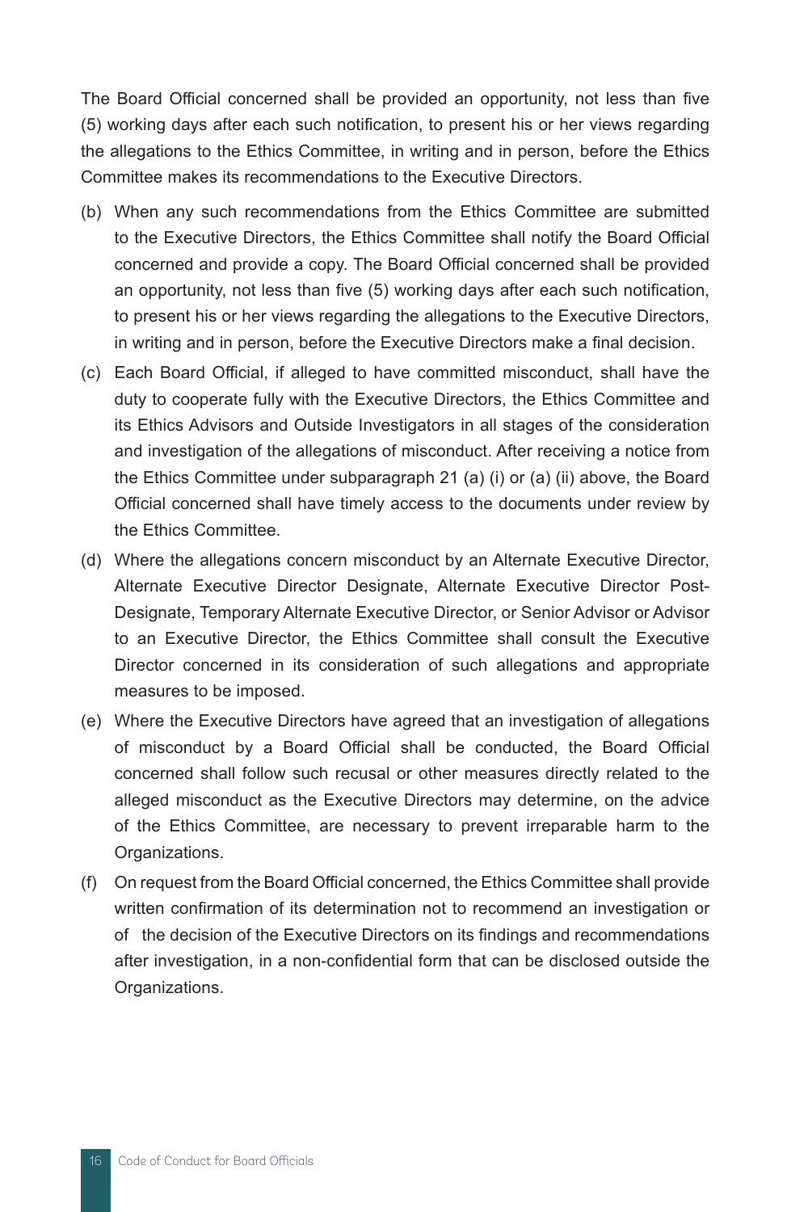The Board Official concerned shall be provided an opportunity, not less than five (5) working days after each such notification, to present his or her views regarding the allegations to the Ethics Committee, in writing and in person, before the Ethics Committee makes its recommendations to the Executive Directors.

(b) When any such recommendations from the Ethics Committee are submitted to the Executive Directors, the Ethics Committee shall notify the Board Official concerned and provide a copy. The Board Official concerned shall be provided an opportunity, not less than five (5) working days after each such notification, to present his or her views regarding the allegations to the Executive Directors, in writing and in person, before the Executive Directors make a final decision.

(c) Each Board Official, if alleged to have committed misconduct, shall have the duty to cooperate fully with the Executive Directors, the Ethics Committee and its Ethics Advisors and Outside Investigators in all stages of the consideration and investigation of the allegations of misconduct. After receiving a notice from the Ethics Committee under subparagraph 21 (a) (i) or (a) (ii) above, the Board Official concerned shall have timely access to the documents under review by the Ethics Committee.

(d) Where the allegations concern misconduct by an Alternate Executive Director, Alternate Executive Director Designate, Alternate Executive Director Post-Designate, Temporary Alternate Executive Director, or Senior Advisor or Advisor to an Executive Director, the Ethics Committee shall consult the Executive Director concerned in its consideration of such allegations and appropriate measures to be imposed.

(e) Where the Executive Directors have agreed that an investigation of allegations of misconduct by a Board Official shall be conducted, the Board Official concerned shall follow such recusal or other measures directly related to the alleged misconduct as the Executive Directors may determine, on the advice of the Ethics Committee, are necessary to prevent irreparable harm to the Organizations.

(f) On request from the Board Official concerned, the Ethics Committee shall provide written confirmation of its determination not to recommend an investigation or of the decision of the Executive Directors on its findings and recommendations after investigation, in a non-confidential form that can be disclosed outside the Organizations.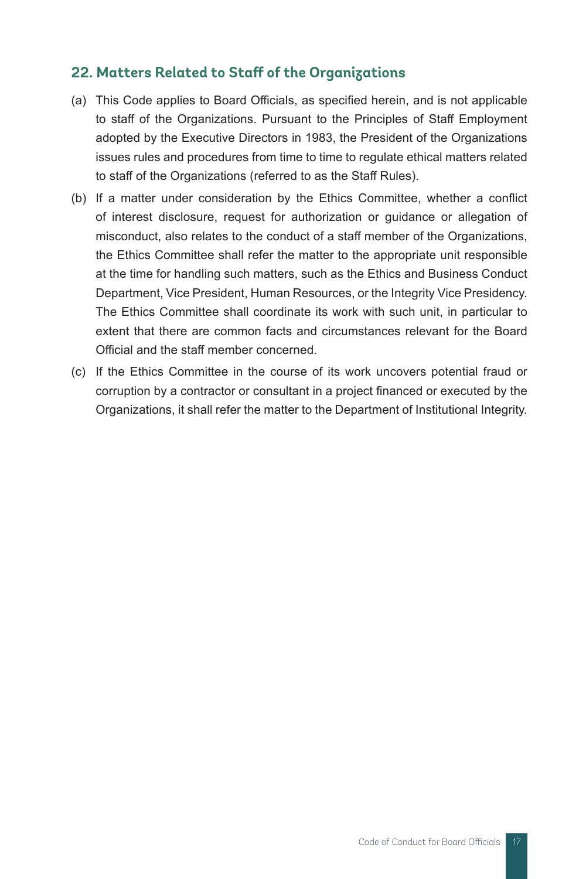## 22. Matters Related to Staff of the Organizations

(a) This Code applies to Board Officials, as specified herein, and is not applicable to staff of the Organizations. Pursuant to the Principles of Staff Employment adopted by the Executive Directors in 1983, the President of the Organizations issues rules and procedures from time to time to regulate ethical matters related to staff of the Organizations (referred to as the Staff Rules).

(b) If a matter under consideration by the Ethics Committee, whether a conflict of interest disclosure, request for authorization or guidance or allegation of misconduct, also relates to the conduct of a staff member of the Organizations, the Ethics Committee shall refer the matter to the appropriate unit responsible at the time for handling such matters, such as the Ethics and Business Conduct Department, Vice President, Human Resources, or the Integrity Vice Presidency. The Ethics Committee shall coordinate its work with such unit, in particular to extent that there are common facts and circumstances relevant for the Board Official and the staff member concerned.

(c) If the Ethics Committee in the course of its work uncovers potential fraud or corruption by a contractor or consultant in a project financed or executed by the Organizations, it shall refer the matter to the Department of Institutional Integrity.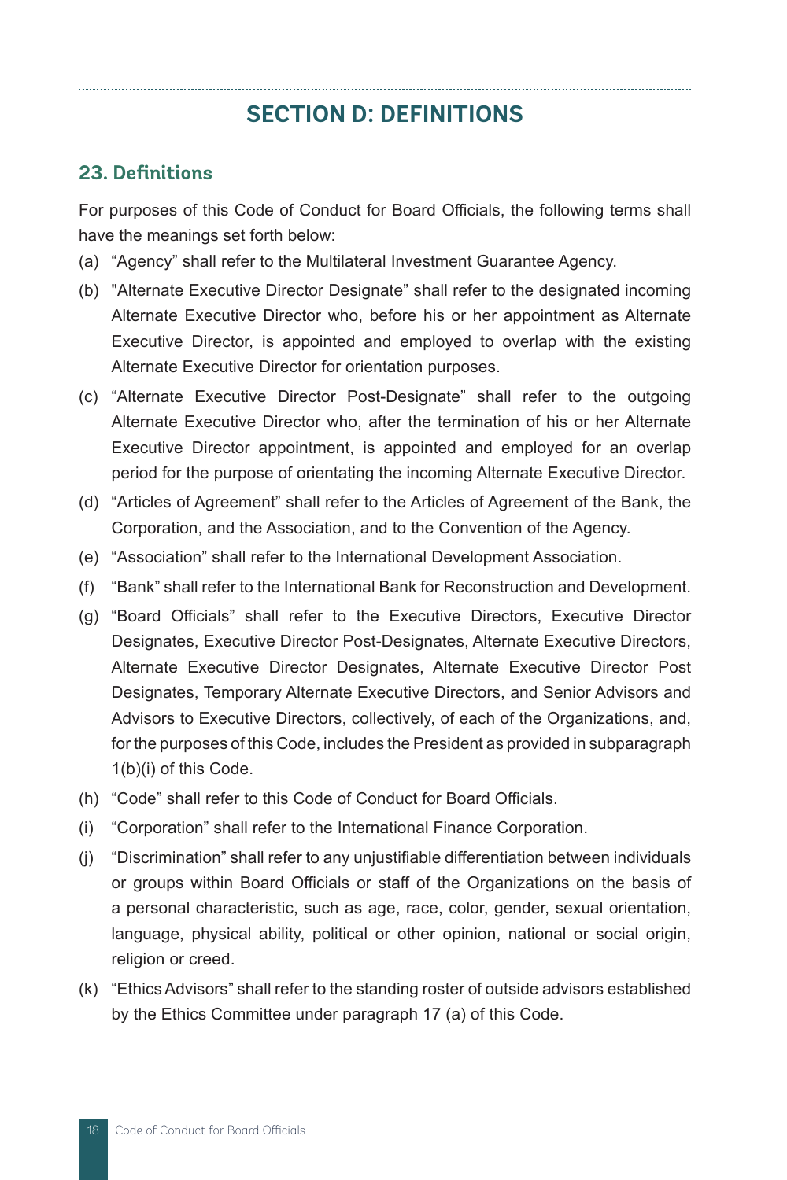## SECTION D: DEFINITIONS

### 23. Definitions

For purposes of this Code of Conduct for Board Officials, the following terms shall have the meanings set forth below:

(a) "Agency" shall refer to the Multilateral Investment Guarantee Agency.

(b) "Alternate Executive Director Designate" shall refer to the designated incoming Alternate Executive Director who, before his or her appointment as Alternate Executive Director, is appointed and employed to overlap with the existing Alternate Executive Director for orientation purposes.

(c) "Alternate Executive Director Post-Designate" shall refer to the outgoing Alternate Executive Director who, after the termination of his or her Alternate Executive Director appointment, is appointed and employed for an overlap period for the purpose of orientating the incoming Alternate Executive Director.

(d) "Articles of Agreement" shall refer to the Articles of Agreement of the Bank, the Corporation, and the Association, and to the Convention of the Agency.

(e) "Association" shall refer to the International Development Association.

(f) "Bank" shall refer to the International Bank for Reconstruction and Development.

(g) "Board Officials" shall refer to the Executive Directors, Executive Director Designates, Executive Director Post-Designates, Alternate Executive Directors, Alternate Executive Director Designates, Alternate Executive Director Post Designates, Temporary Alternate Executive Directors, and Senior Advisors and Advisors to Executive Directors, collectively, of each of the Organizations, and, for the purposes of this Code, includes the President as provided in subparagraph 1(b)(i) of this Code.

(h) "Code" shall refer to this Code of Conduct for Board Officials.

(i) "Corporation" shall refer to the International Finance Corporation.

(j) "Discrimination" shall refer to any unjustifiable differentiation between individuals or groups within Board Officials or staff of the Organizations on the basis of a personal characteristic, such as age, race, color, gender, sexual orientation, language, physical ability, political or other opinion, national or social origin, religion or creed.

(k) "Ethics Advisors" shall refer to the standing roster of outside advisors established by the Ethics Committee under paragraph 17 (a) of this Code.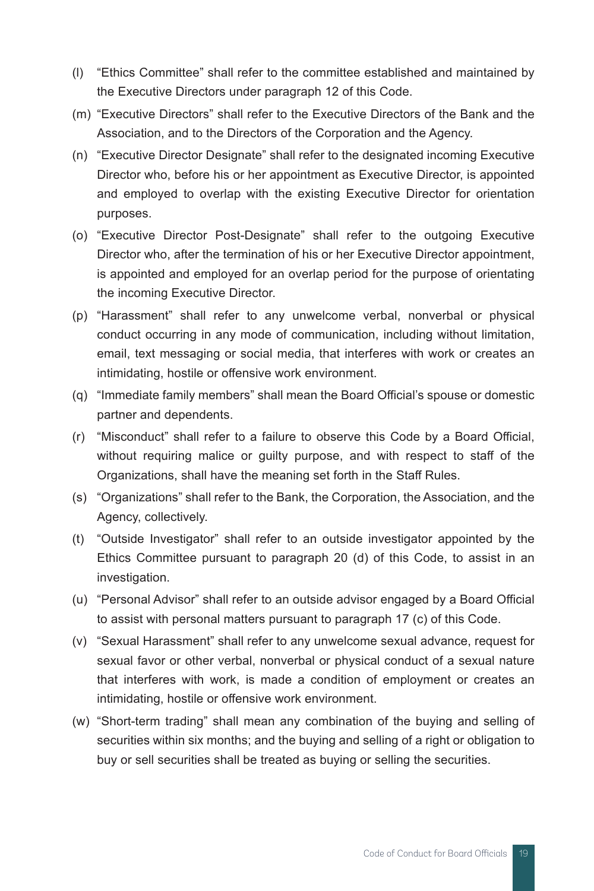(l) "Ethics Committee" shall refer to the committee established and maintained by the Executive Directors under paragraph 12 of this Code.

(m) "Executive Directors" shall refer to the Executive Directors of the Bank and the Association, and to the Directors of the Corporation and the Agency.

(n) "Executive Director Designate" shall refer to the designated incoming Executive Director who, before his or her appointment as Executive Director, is appointed and employed to overlap with the existing Executive Director for orientation purposes.

(o) "Executive Director Post-Designate" shall refer to the outgoing Executive Director who, after the termination of his or her Executive Director appointment, is appointed and employed for an overlap period for the purpose of orientating the incoming Executive Director.

(p) "Harassment" shall refer to any unwelcome verbal, nonverbal or physical conduct occurring in any mode of communication, including without limitation, email, text messaging or social media, that interferes with work or creates an intimidating, hostile or offensive work environment.

(q) "Immediate family members" shall mean the Board Official's spouse or domestic partner and dependents.

(r) "Misconduct" shall refer to a failure to observe this Code by a Board Official, without requiring malice or guilty purpose, and with respect to staff of the Organizations, shall have the meaning set forth in the Staff Rules.

(s) "Organizations" shall refer to the Bank, the Corporation, the Association, and the Agency, collectively.

(t) "Outside Investigator" shall refer to an outside investigator appointed by the Ethics Committee pursuant to paragraph 20 (d) of this Code, to assist in an investigation.

(u) "Personal Advisor" shall refer to an outside advisor engaged by a Board Official to assist with personal matters pursuant to paragraph 17 (c) of this Code.

(v) "Sexual Harassment" shall refer to any unwelcome sexual advance, request for sexual favor or other verbal, nonverbal or physical conduct of a sexual nature that interferes with work, is made a condition of employment or creates an intimidating, hostile or offensive work environment.

(w) "Short-term trading" shall mean any combination of the buying and selling of securities within six months; and the buying and selling of a right or obligation to buy or sell securities shall be treated as buying or selling the securities.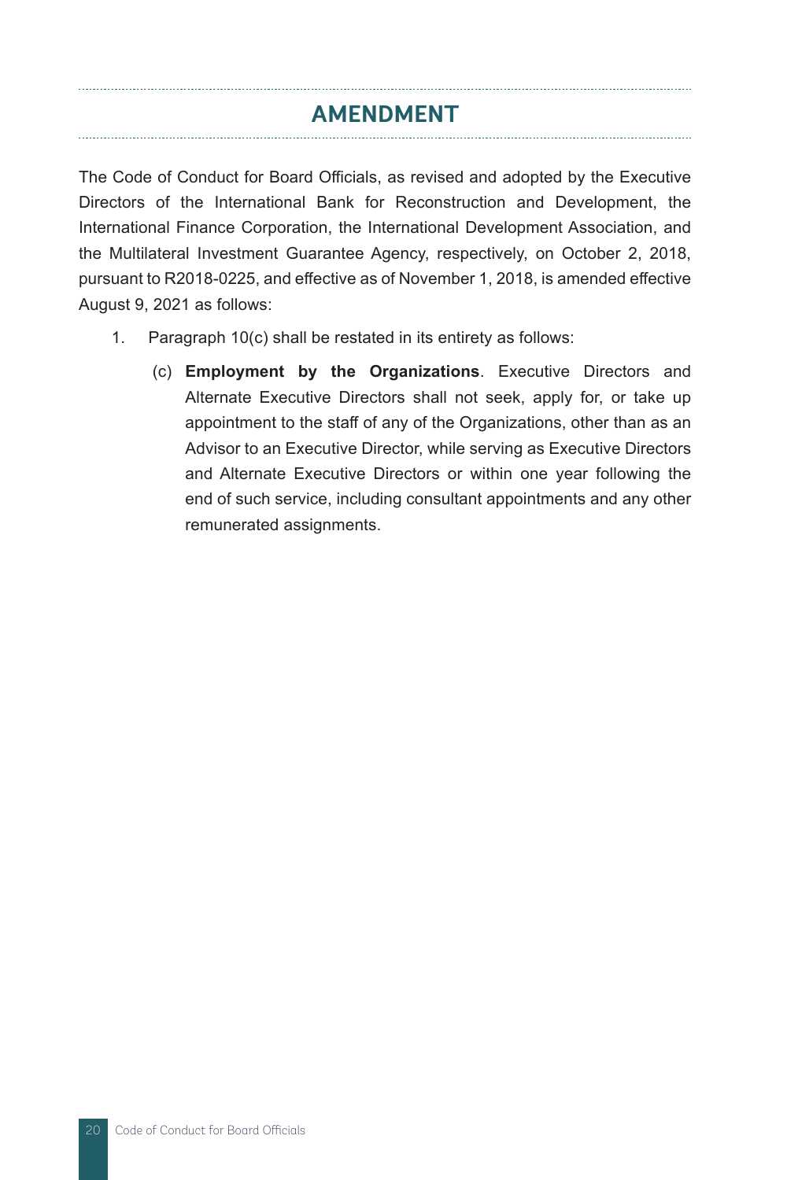## AMENDMENT

The Code of Conduct for Board Officials, as revised and adopted by the Executive Directors of the International Bank for Reconstruction and Development, the International Finance Corporation, the International Development Association, and the Multilateral Investment Guarantee Agency, respectively, on October 2, 2018, pursuant to R2018-0225, and effective as of November 1, 2018, is amended effective August 9, 2021 as follows:

1. Paragraph 10(c) shall be restated in its entirety as follows:

   (c) **Employment by the Organizations**. Executive Directors and Alternate Executive Directors shall not seek, apply for, or take up appointment to the staff of any of the Organizations, other than as an Advisor to an Executive Director, while serving as Executive Directors and Alternate Executive Directors or within one year following the end of such service, including consultant appointments and any other remunerated assignments.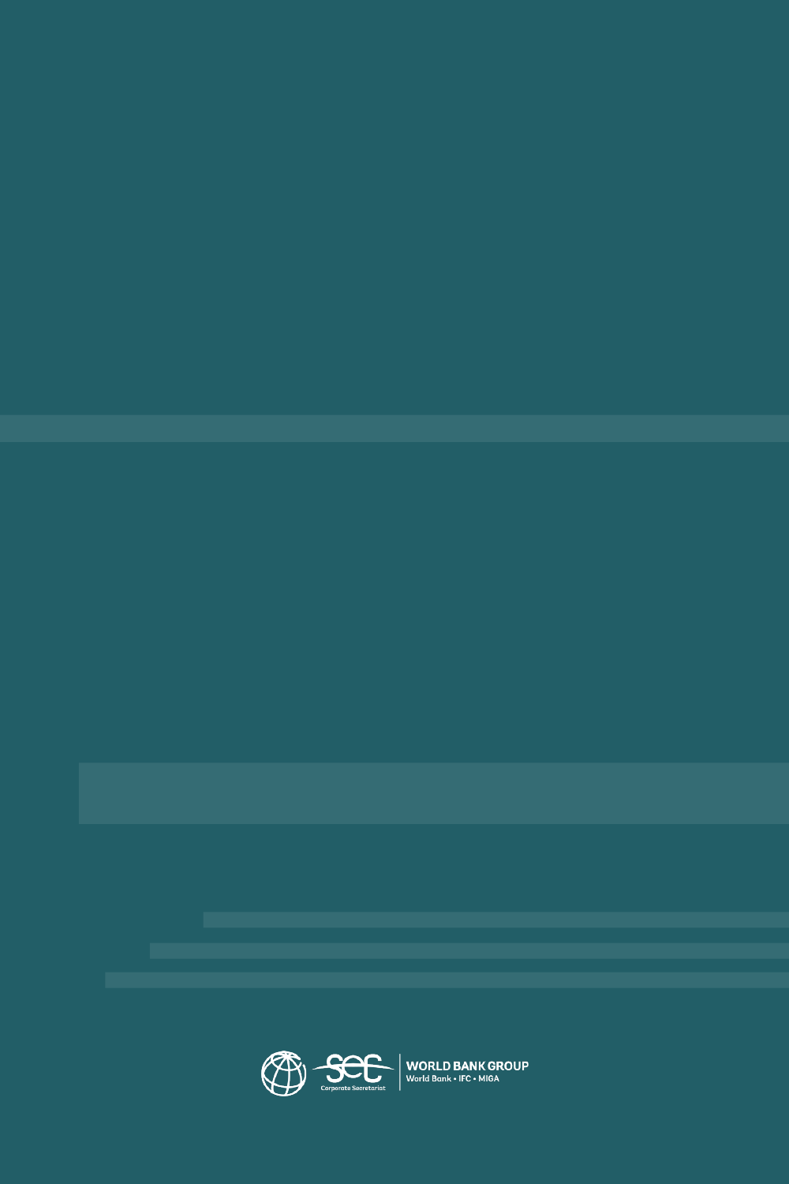Corporate Secretariat

WORLD BANK GROUP

World Bank • IFC • MIGA